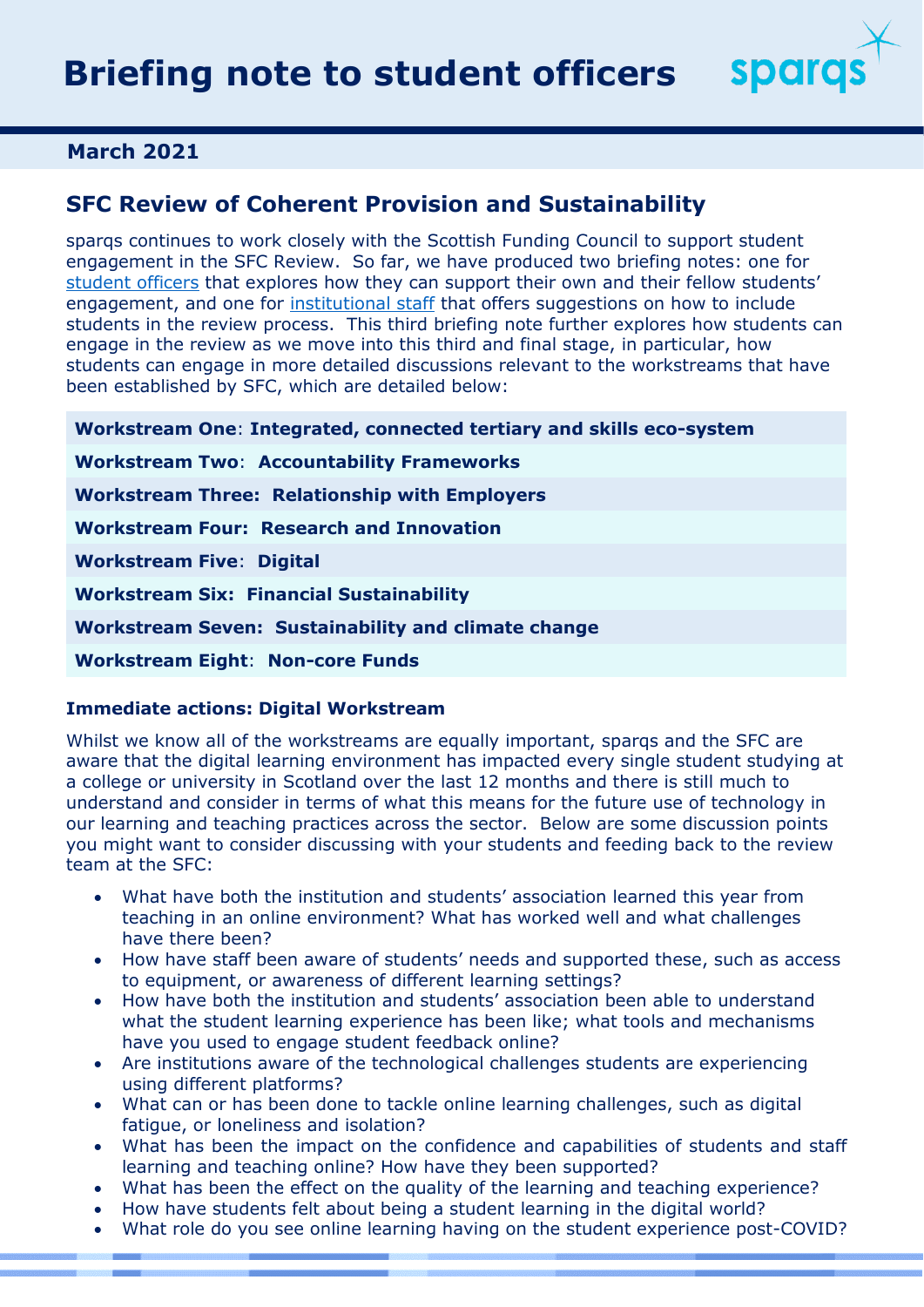# Briefing note to student officers

sparqs

**March 2021**

## SFC Review of Coherent Provision and Sustainability

sparqs continues to work closely with the Scottish Funding Council to support student engagement in the SFC Review. So far, we have produced two briefing notes: one for student officers that explores how they can support their own and their fellow students' engagement, and one for institutional staff that offers suggestions on how to include students in the review process. This third briefing note further explores how students can engage in the review as we move into this third and final stage, in particular, how students can engage in more detailed discussions relevant to the workstreams that have been established by SFC, which are detailed below:

| |
|---|
| **Workstream One**: **Integrated, connected tertiary and skills eco-system** |
| **Workstream Two**: **Accountability Frameworks** |
| **Workstream Three: Relationship with Employers** |
| **Workstream Four: Research and Innovation** |
| **Workstream Five**: **Digital** |
| **Workstream Six: Financial Sustainability** |
| **Workstream Seven: Sustainability and climate change** |
| **Workstream Eight**: **Non-core Funds** |

### Immediate actions: Digital Workstream

Whilst we know all of the workstreams are equally important, sparqs and the SFC are aware that the digital learning environment has impacted every single student studying at a college or university in Scotland over the last 12 months and there is still much to understand and consider in terms of what this means for the future use of technology in our learning and teaching practices across the sector. Below are some discussion points you might want to consider discussing with your students and feeding back to the review team at the SFC:

- What have both the institution and students' association learned this year from teaching in an online environment? What has worked well and what challenges have there been?
- How have staff been aware of students' needs and supported these, such as access to equipment, or awareness of different learning settings?
- How have both the institution and students' association been able to understand what the student learning experience has been like; what tools and mechanisms have you used to engage student feedback online?
- Are institutions aware of the technological challenges students are experiencing using different platforms?
- What can or has been done to tackle online learning challenges, such as digital fatigue, or loneliness and isolation?
- What has been the impact on the confidence and capabilities of students and staff learning and teaching online? How have they been supported?
- What has been the effect on the quality of the learning and teaching experience?
- How have students felt about being a student learning in the digital world?
- What role do you see online learning having on the student experience post-COVID?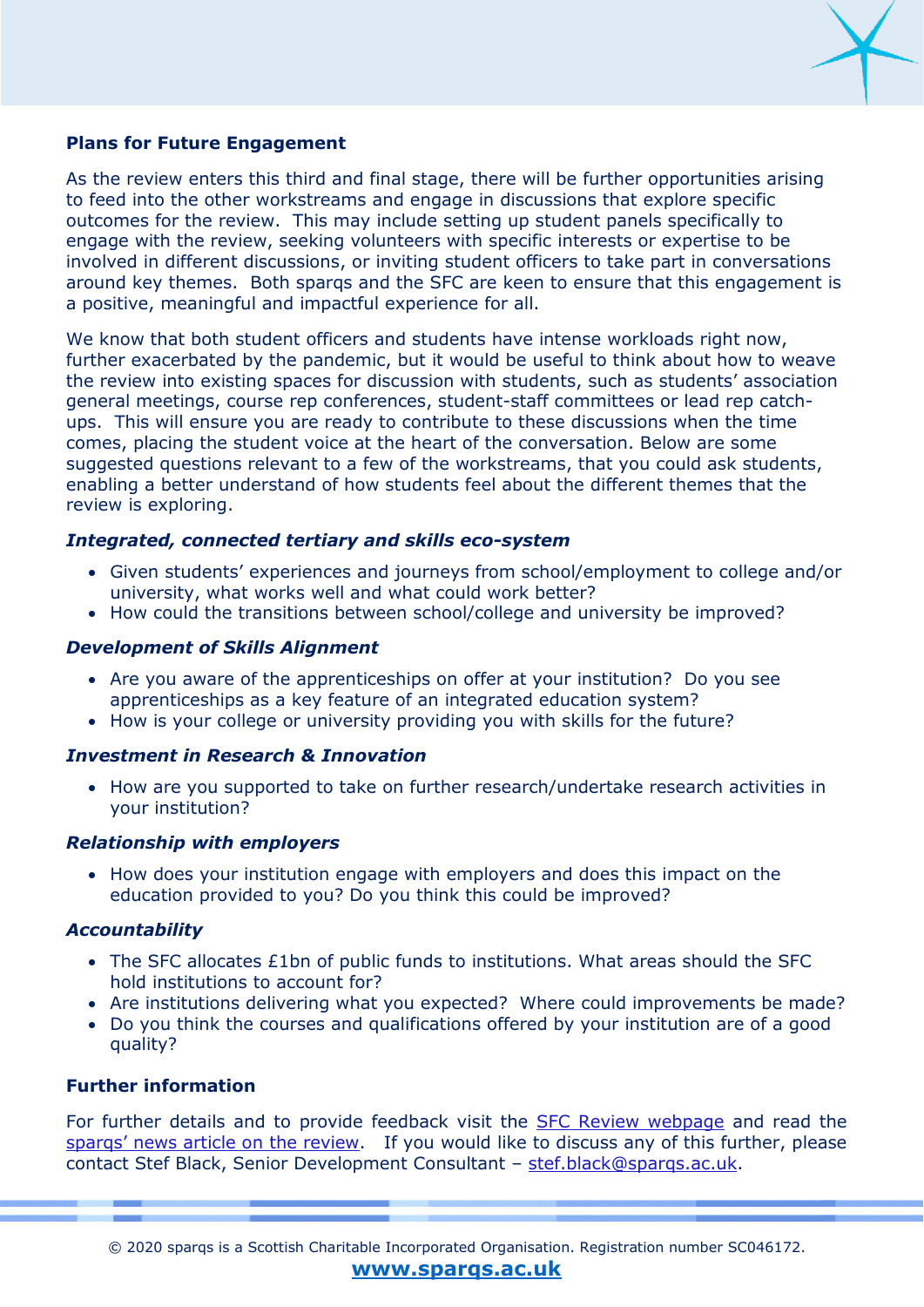## Plans for Future Engagement

As the review enters this third and final stage, there will be further opportunities arising to feed into the other workstreams and engage in discussions that explore specific outcomes for the review. This may include setting up student panels specifically to engage with the review, seeking volunteers with specific interests or expertise to be involved in different discussions, or inviting student officers to take part in conversations around key themes. Both sparqs and the SFC are keen to ensure that this engagement is a positive, meaningful and impactful experience for all.

We know that both student officers and students have intense workloads right now, further exacerbated by the pandemic, but it would be useful to think about how to weave the review into existing spaces for discussion with students, such as students' association general meetings, course rep conferences, student-staff committees or lead rep catch-ups. This will ensure you are ready to contribute to these discussions when the time comes, placing the student voice at the heart of the conversation. Below are some suggested questions relevant to a few of the workstreams, that you could ask students, enabling a better understand of how students feel about the different themes that the review is exploring.

### *Integrated, connected tertiary and skills eco-system*

- Given students' experiences and journeys from school/employment to college and/or university, what works well and what could work better?
- How could the transitions between school/college and university be improved?

### *Development of Skills Alignment*

- Are you aware of the apprenticeships on offer at your institution? Do you see apprenticeships as a key feature of an integrated education system?
- How is your college or university providing you with skills for the future?

### *Investment in Research & Innovation*

- How are you supported to take on further research/undertake research activities in your institution?

### *Relationship with employers*

- How does your institution engage with employers and does this impact on the education provided to you? Do you think this could be improved?

### *Accountability*

- The SFC allocates £1bn of public funds to institutions. What areas should the SFC hold institutions to account for?
- Are institutions delivering what you expected? Where could improvements be made?
- Do you think the courses and qualifications offered by your institution are of a good quality?

## Further information

For further details and to provide feedback visit the SFC Review webpage and read the sparqs' news article on the review. If you would like to discuss any of this further, please contact Stef Black, Senior Development Consultant – stef.black@sparqs.ac.uk.

© 2020 sparqs is a Scottish Charitable Incorporated Organisation. Registration number SC046172.

**www.sparqs.ac.uk**